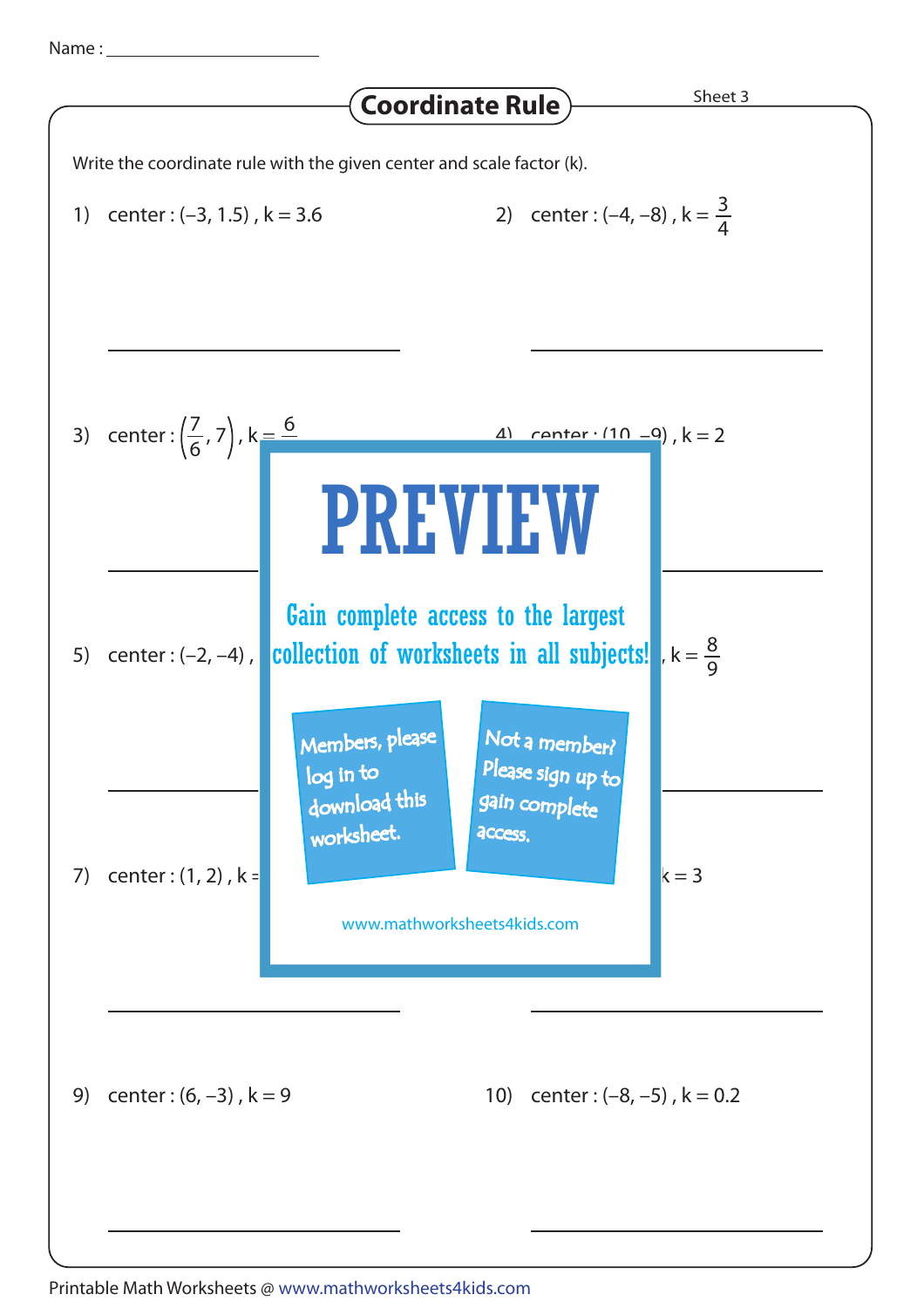Name : _______________

# Coordinate Rule

Sheet 3

Write the coordinate rule with the given center and scale factor (k).

1) center : (–3, 1.5) , k = 3.6

2) center : (–4, –8) , k = $\frac{3}{4}$

3) center : $\left(\frac{7}{6}, 7\right)$ , k = $\frac{6}{}$

4) center : (10, –9) , k = 2

# PREVIEW

Gain complete access to the largest collection of worksheets in all subjects!

Members, please log in to download this worksheet.

Not a member? Please sign up to gain complete access.

www.mathworksheets4kids.com

5) center : (–2, –4) ,

6) , k = $\frac{8}{9}$

7) center : (1, 2) , k =

8) k = 3

9) center : (6, –3) , k = 9

10) center : (–8, –5) , k = 0.2

Printable Math Worksheets @ www.mathworksheets4kids.com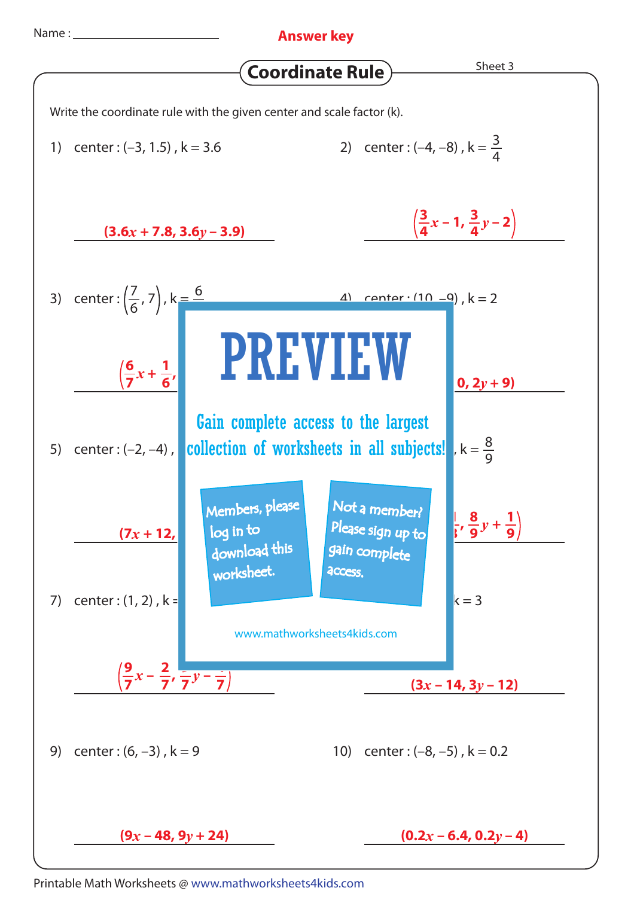Name : ______________________

**Answer key**

# Coordinate Rule

Sheet 3

Write the coordinate rule with the given center and scale factor (k).

1) center : $(-3, 1.5)$ , $k = 3.6$

**$(3.6x + 7.8, 3.6y - 3.9)$**

2) center : $(-4, -8)$ , $k = \frac{3}{4}$

**$\left(\frac{3}{4}x - 1, \frac{3}{4}y - 2\right)$**

3) center : $\left(\frac{7}{6}, 7\right)$, $k = \frac{6}{...}$

**$\left(\frac{6}{7}x + \frac{1}{6}, ...\right)$**

4) center : $(10, -9)$ , $k = 2$

**$(... 0, 2y + 9)$**

5) center : $(-2, -4)$ , ...

**$(7x + 12, ...$**

6) ... $k = \frac{8}{9}$

**$\left(... , \frac{8}{9}y + \frac{1}{9}\right)$**

7) center : $(1, 2)$ , $k = ...$

**$\left(\frac{9}{7}x - \frac{2}{7}, \frac{...}{7}y - \frac{...}{7}\right)$**

8) ... $k = 3$

**$(3x - 14, 3y - 12)$**

PREVIEW

Gain complete access to the largest collection of worksheets in all subjects!

Members, please log in to download this worksheet.

Not a member? Please sign up to gain complete access.

www.mathworksheets4kids.com

9) center : $(6, -3)$ , $k = 9$

**$(9x - 48, 9y + 24)$**

10) center : $(-8, -5)$ , $k = 0.2$

**$(0.2x - 6.4, 0.2y - 4)$**

Printable Math Worksheets @ www.mathworksheets4kids.com